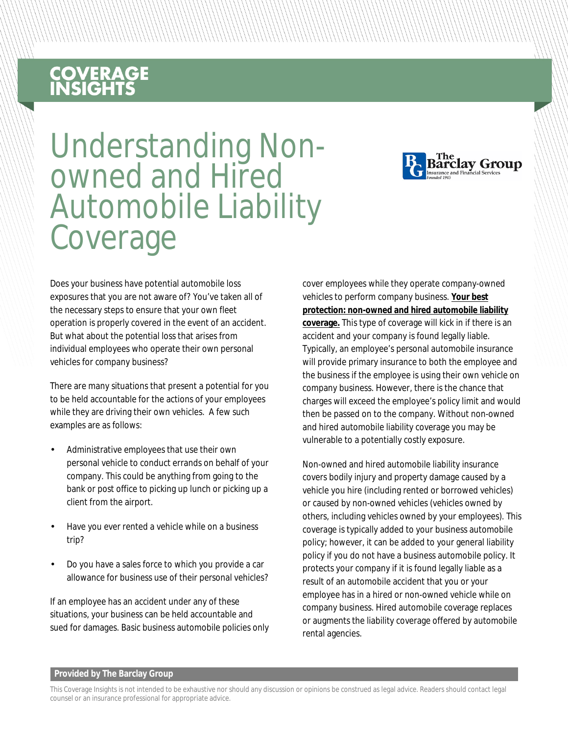**COVERAGE INSIGHTS**

# Understanding Non-owned and Hired Automobile Liability Coverage

Does your business have potential automobile loss exposures that you are not aware of? You've taken all of the necessary steps to ensure that your own fleet operation is properly covered in the event of an accident. But what about the potential loss that arises from individual employees who operate their own personal vehicles for company business?

There are many situations that present a potential for you to be held accountable for the actions of your employees while they are driving their own vehicles. A few such examples are as follows:

- Administrative employees that use their own personal vehicle to conduct errands on behalf of your company. This could be anything from going to the bank or post office to picking up lunch or picking up a client from the airport.
- Have you ever rented a vehicle while on a business trip?
- Do you have a sales force to which you provide a car allowance for business use of their personal vehicles?

If an employee has an accident under any of these situations, your business can be held accountable and sued for damages. Basic business automobile policies only cover employees while they operate company-owned vehicles to perform company business. **Your best protection: non-owned and hired automobile liability coverage.** This type of coverage will kick in if there is an accident and your company is found legally liable. Typically, an employee's personal automobile insurance will provide primary insurance to both the employee and the business if the employee is using their own vehicle on company business. However, there is the chance that charges will exceed the employee's policy limit and would then be passed on to the company. Without non-owned and hired automobile liability coverage you may be vulnerable to a potentially costly exposure.

Non-owned and hired automobile liability insurance covers bodily injury and property damage caused by a vehicle you hire (including rented or borrowed vehicles) or caused by non-owned vehicles (vehicles owned by others, including vehicles owned by your employees). This coverage is typically added to your business automobile policy; however, it can be added to your general liability policy if you do not have a business automobile policy. It protects your company if it is found legally liable as a result of an automobile accident that you or your employee has in a hired or non-owned vehicle while on company business. Hired automobile coverage replaces or augments the liability coverage offered by automobile rental agencies.

**Provided by The Barclay Group**

This Coverage Insights is not intended to be exhaustive nor should any discussion or opinions be construed as legal advice. Readers should contact legal counsel or an insurance professional for appropriate advice.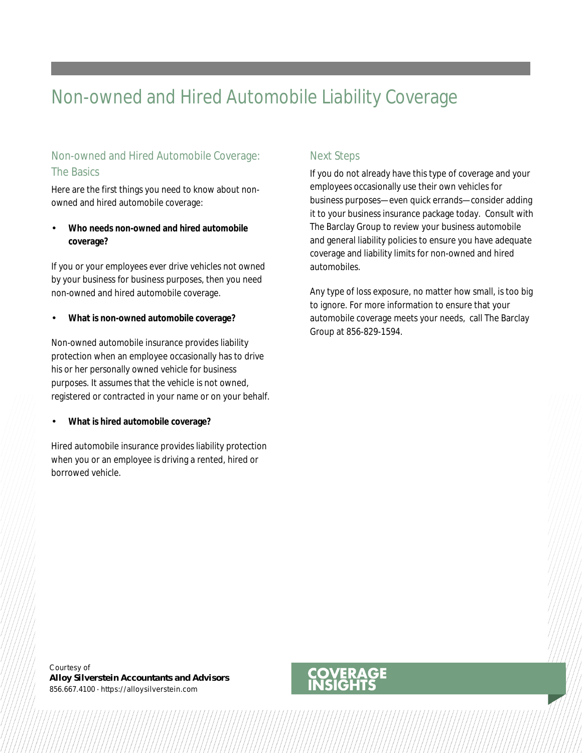# Non-owned and Hired Automobile Liability Coverage

## Non-owned and Hired Automobile Coverage: The Basics

Here are the first things you need to know about non-owned and hired automobile coverage:

- **Who needs non-owned and hired automobile coverage?**

If you or your employees ever drive vehicles not owned by your business for business purposes, then you need non-owned and hired automobile coverage.

- **What is non-owned automobile coverage?**

Non-owned automobile insurance provides liability protection when an employee occasionally has to drive his or her personally owned vehicle for business purposes. It assumes that the vehicle is not owned, registered or contracted in your name or on your behalf.

- **What is hired automobile coverage?**

Hired automobile insurance provides liability protection when you or an employee is driving a rented, hired or borrowed vehicle.

## Next Steps

If you do not already have this type of coverage and your employees occasionally use their own vehicles for business purposes—even quick errands—consider adding it to your business insurance package today. Consult with The Barclay Group to review your business automobile and general liability policies to ensure you have adequate coverage and liability limits for non-owned and hired automobiles.

Any type of loss exposure, no matter how small, is too big to ignore. For more information to ensure that your automobile coverage meets your needs, call The Barclay Group at 856-829-1594.

Courtesy of
**Alloy Silverstein Accountants and Advisors**
856.667.4100 · https://alloysilverstein.com

COVERAGE INSIGHTS